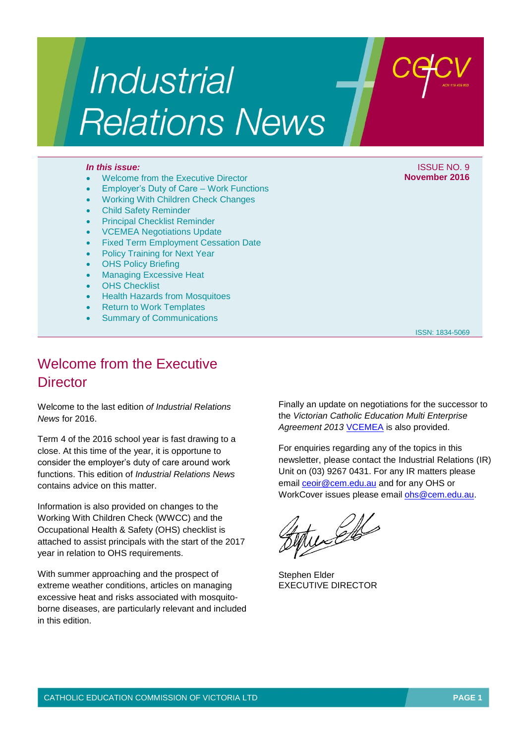# Industrial Relations News

cecv

*In this issue:*

- Welcome from the Executive Director
- Employer's Duty of Care – Work Functions
- Working With Children Check Changes
- Child Safety Reminder
- Principal Checklist Reminder
- VCEMEA Negotiations Update
- Fixed Term Employment Cessation Date
- Policy Training for Next Year
- OHS Policy Briefing
- Managing Excessive Heat
- OHS Checklist
- Health Hazards from Mosquitoes
- Return to Work Templates
- Summary of Communications

ISSUE NO. 9
**November 2016**

ISSN: 1834-5069

## Welcome from the Executive Director

Welcome to the last edition *of Industrial Relations News* for 2016.

Term 4 of the 2016 school year is fast drawing to a close. At this time of the year, it is opportune to consider the employer's duty of care around work functions. This edition of *Industrial Relations News* contains advice on this matter.

Information is also provided on changes to the Working With Children Check (WWCC) and the Occupational Health & Safety (OHS) checklist is attached to assist principals with the start of the 2017 year in relation to OHS requirements.

With summer approaching and the prospect of extreme weather conditions, articles on managing excessive heat and risks associated with mosquito-borne diseases, are particularly relevant and included in this edition.

Finally an update on negotiations for the successor to the *Victorian Catholic Education Multi Enterprise Agreement 2013* VCEMEA is also provided.

For enquiries regarding any of the topics in this newsletter, please contact the Industrial Relations (IR) Unit on (03) 9267 0431. For any IR matters please email ceoir@cem.edu.au and for any OHS or WorkCover issues please email ohs@cem.edu.au.

Stephen Elder
EXECUTIVE DIRECTOR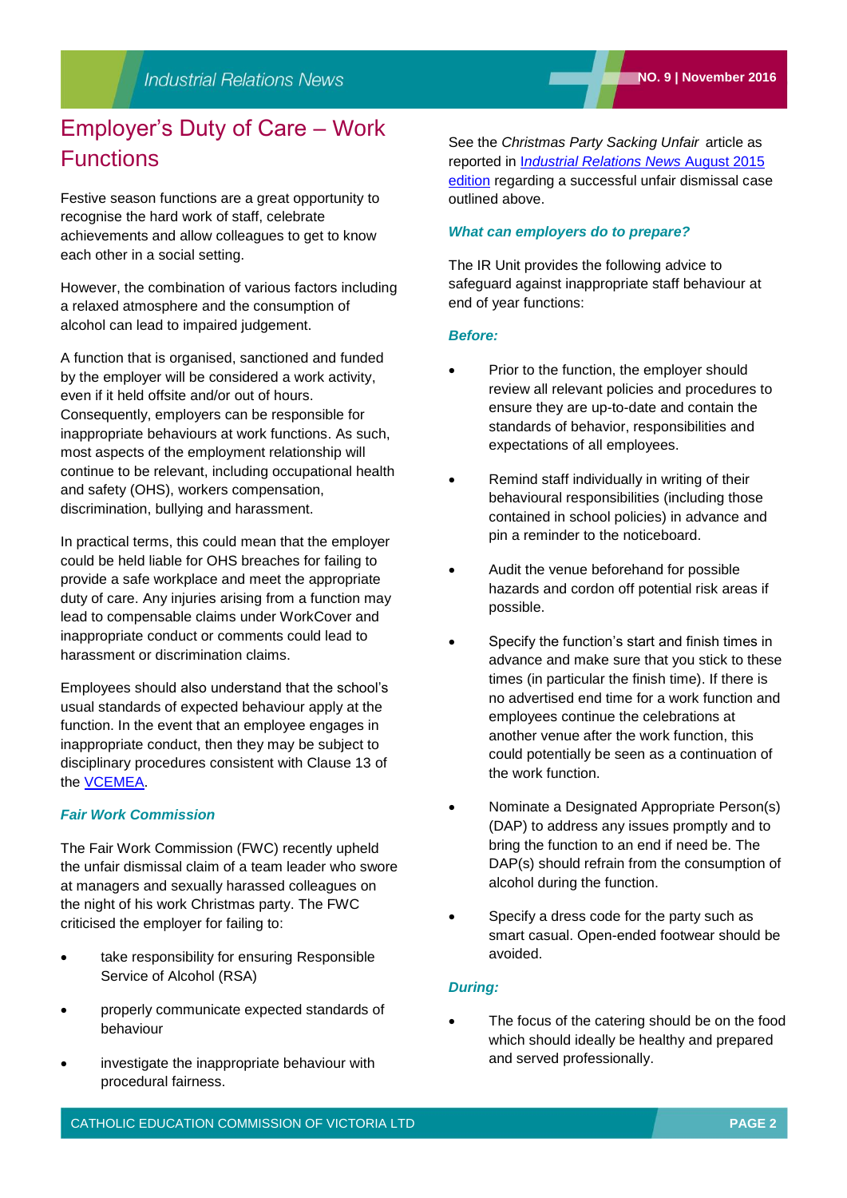# Employer's Duty of Care – Work Functions

Festive season functions are a great opportunity to recognise the hard work of staff, celebrate achievements and allow colleagues to get to know each other in a social setting.

However, the combination of various factors including a relaxed atmosphere and the consumption of alcohol can lead to impaired judgement.

A function that is organised, sanctioned and funded by the employer will be considered a work activity, even if it held offsite and/or out of hours. Consequently, employers can be responsible for inappropriate behaviours at work functions. As such, most aspects of the employment relationship will continue to be relevant, including occupational health and safety (OHS), workers compensation, discrimination, bullying and harassment.

In practical terms, this could mean that the employer could be held liable for OHS breaches for failing to provide a safe workplace and meet the appropriate duty of care. Any injuries arising from a function may lead to compensable claims under WorkCover and inappropriate conduct or comments could lead to harassment or discrimination claims.

Employees should also understand that the school's usual standards of expected behaviour apply at the function. In the event that an employee engages in inappropriate conduct, then they may be subject to disciplinary procedures consistent with Clause 13 of the VCEMEA.

### *Fair Work Commission*

The Fair Work Commission (FWC) recently upheld the unfair dismissal claim of a team leader who swore at managers and sexually harassed colleagues on the night of his work Christmas party. The FWC criticised the employer for failing to:

- take responsibility for ensuring Responsible Service of Alcohol (RSA)
- properly communicate expected standards of behaviour
- investigate the inappropriate behaviour with procedural fairness.

See the *Christmas Party Sacking Unfair* article as reported in *Industrial Relations News* August 2015 edition regarding a successful unfair dismissal case outlined above.

### *What can employers do to prepare?*

The IR Unit provides the following advice to safeguard against inappropriate staff behaviour at end of year functions:

#### *Before:*

- Prior to the function, the employer should review all relevant policies and procedures to ensure they are up-to-date and contain the standards of behavior, responsibilities and expectations of all employees.
- Remind staff individually in writing of their behavioural responsibilities (including those contained in school policies) in advance and pin a reminder to the noticeboard.
- Audit the venue beforehand for possible hazards and cordon off potential risk areas if possible.
- Specify the function's start and finish times in advance and make sure that you stick to these times (in particular the finish time). If there is no advertised end time for a work function and employees continue the celebrations at another venue after the work function, this could potentially be seen as a continuation of the work function.
- Nominate a Designated Appropriate Person(s) (DAP) to address any issues promptly and to bring the function to an end if need be. The DAP(s) should refrain from the consumption of alcohol during the function.
- Specify a dress code for the party such as smart casual. Open-ended footwear should be avoided.

#### *During:*

- The focus of the catering should be on the food which should ideally be healthy and prepared and served professionally.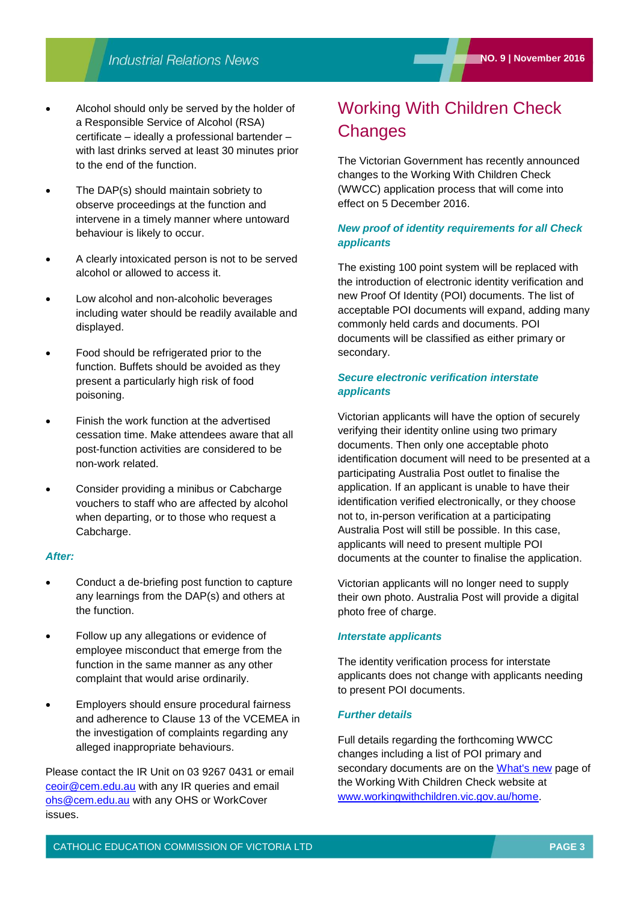- Alcohol should only be served by the holder of a Responsible Service of Alcohol (RSA) certificate – ideally a professional bartender – with last drinks served at least 30 minutes prior to the end of the function.
- The DAP(s) should maintain sobriety to observe proceedings at the function and intervene in a timely manner where untoward behaviour is likely to occur.
- A clearly intoxicated person is not to be served alcohol or allowed to access it.
- Low alcohol and non-alcoholic beverages including water should be readily available and displayed.
- Food should be refrigerated prior to the function. Buffets should be avoided as they present a particularly high risk of food poisoning.
- Finish the work function at the advertised cessation time. Make attendees aware that all post-function activities are considered to be non-work related.
- Consider providing a minibus or Cabcharge vouchers to staff who are affected by alcohol when departing, or to those who request a Cabcharge.

***After:***

- Conduct a de-briefing post function to capture any learnings from the DAP(s) and others at the function.
- Follow up any allegations or evidence of employee misconduct that emerge from the function in the same manner as any other complaint that would arise ordinarily.
- Employers should ensure procedural fairness and adherence to Clause 13 of the VCEMEA in the investigation of complaints regarding any alleged inappropriate behaviours.

Please contact the IR Unit on 03 9267 0431 or email ceoir@cem.edu.au with any IR queries and email ohs@cem.edu.au with any OHS or WorkCover issues.

# Working With Children Check Changes

The Victorian Government has recently announced changes to the Working With Children Check (WWCC) application process that will come into effect on 5 December 2016.

### *New proof of identity requirements for all Check applicants*

The existing 100 point system will be replaced with the introduction of electronic identity verification and new Proof Of Identity (POI) documents. The list of acceptable POI documents will expand, adding many commonly held cards and documents. POI documents will be classified as either primary or secondary.

### *Secure electronic verification interstate applicants*

Victorian applicants will have the option of securely verifying their identity online using two primary documents. Then only one acceptable photo identification document will need to be presented at a participating Australia Post outlet to finalise the application. If an applicant is unable to have their identification verified electronically, or they choose not to, in-person verification at a participating Australia Post will still be possible. In this case, applicants will need to present multiple POI documents at the counter to finalise the application.

Victorian applicants will no longer need to supply their own photo. Australia Post will provide a digital photo free of charge.

### *Interstate applicants*

The identity verification process for interstate applicants does not change with applicants needing to present POI documents.

### *Further details*

Full details regarding the forthcoming WWCC changes including a list of POI primary and secondary documents are on the What's new page of the Working With Children Check website at www.workingwithchildren.vic.gov.au/home.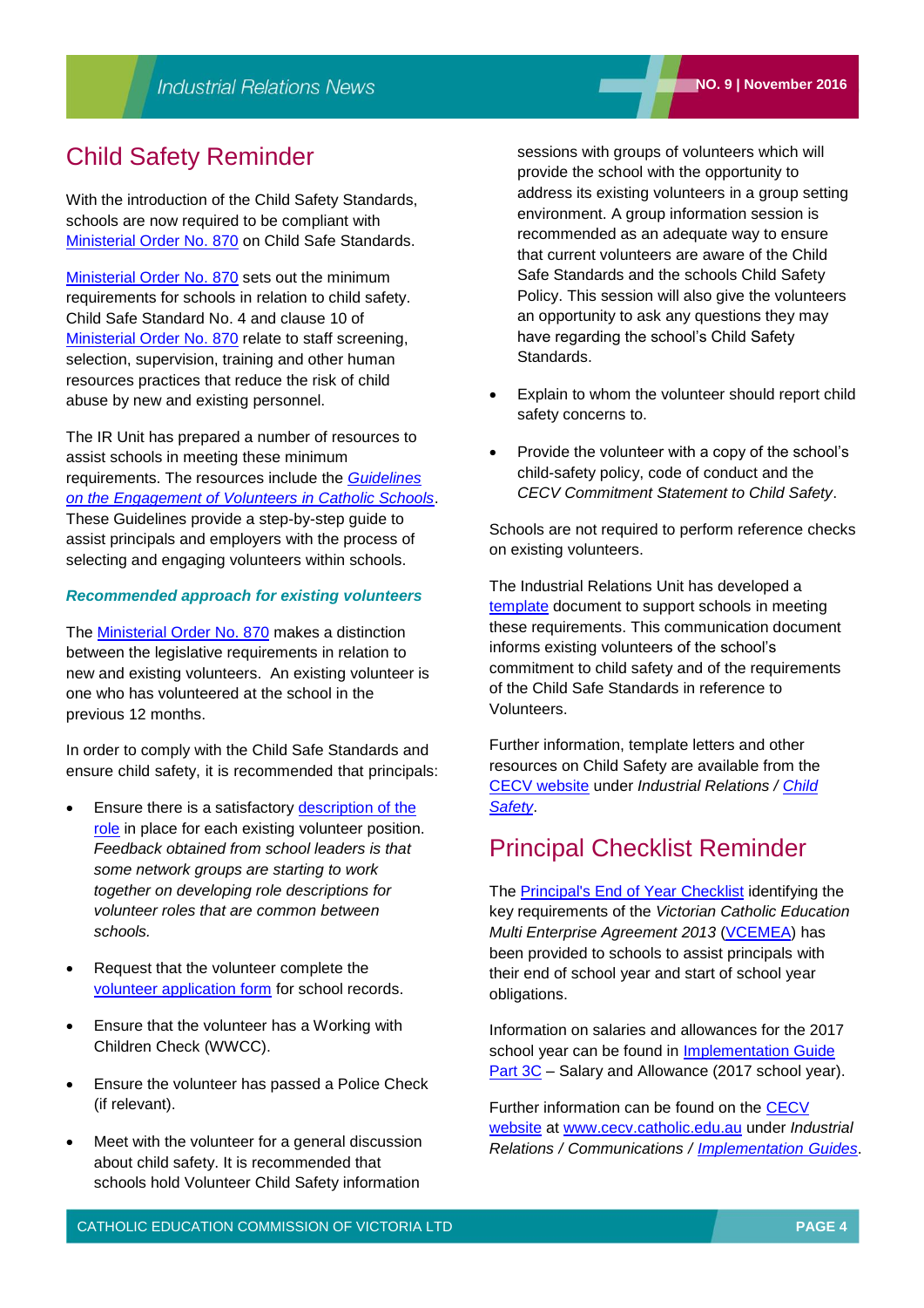## Child Safety Reminder

With the introduction of the Child Safety Standards, schools are now required to be compliant with Ministerial Order No. 870 on Child Safe Standards.

Ministerial Order No. 870 sets out the minimum requirements for schools in relation to child safety. Child Safe Standard No. 4 and clause 10 of Ministerial Order No. 870 relate to staff screening, selection, supervision, training and other human resources practices that reduce the risk of child abuse by new and existing personnel.

The IR Unit has prepared a number of resources to assist schools in meeting these minimum requirements. The resources include the *Guidelines on the Engagement of Volunteers in Catholic Schools*. These Guidelines provide a step-by-step guide to assist principals and employers with the process of selecting and engaging volunteers within schools.

### *Recommended approach for existing volunteers*

The Ministerial Order No. 870 makes a distinction between the legislative requirements in relation to new and existing volunteers. An existing volunteer is one who has volunteered at the school in the previous 12 months.

In order to comply with the Child Safe Standards and ensure child safety, it is recommended that principals:

- Ensure there is a satisfactory description of the role in place for each existing volunteer position. *Feedback obtained from school leaders is that some network groups are starting to work together on developing role descriptions for volunteer roles that are common between schools.*
- Request that the volunteer complete the volunteer application form for school records.
- Ensure that the volunteer has a Working with Children Check (WWCC).
- Ensure the volunteer has passed a Police Check (if relevant).
- Meet with the volunteer for a general discussion about child safety. It is recommended that schools hold Volunteer Child Safety information sessions with groups of volunteers which will provide the school with the opportunity to address its existing volunteers in a group setting environment. A group information session is recommended as an adequate way to ensure that current volunteers are aware of the Child Safe Standards and the schools Child Safety Policy. This session will also give the volunteers an opportunity to ask any questions they may have regarding the school's Child Safety Standards.
- Explain to whom the volunteer should report child safety concerns to.
- Provide the volunteer with a copy of the school's child-safety policy, code of conduct and the *CECV Commitment Statement to Child Safety*.

Schools are not required to perform reference checks on existing volunteers.

The Industrial Relations Unit has developed a template document to support schools in meeting these requirements. This communication document informs existing volunteers of the school's commitment to child safety and of the requirements of the Child Safe Standards in reference to Volunteers.

Further information, template letters and other resources on Child Safety are available from the CECV website under *Industrial Relations / Child Safety*.

## Principal Checklist Reminder

The Principal's End of Year Checklist identifying the key requirements of the *Victorian Catholic Education Multi Enterprise Agreement 2013* (VCEMEA) has been provided to schools to assist principals with their end of school year and start of school year obligations.

Information on salaries and allowances for the 2017 school year can be found in Implementation Guide Part 3C – Salary and Allowance (2017 school year).

Further information can be found on the CECV website at www.cecv.catholic.edu.au under *Industrial Relations / Communications / Implementation Guides*.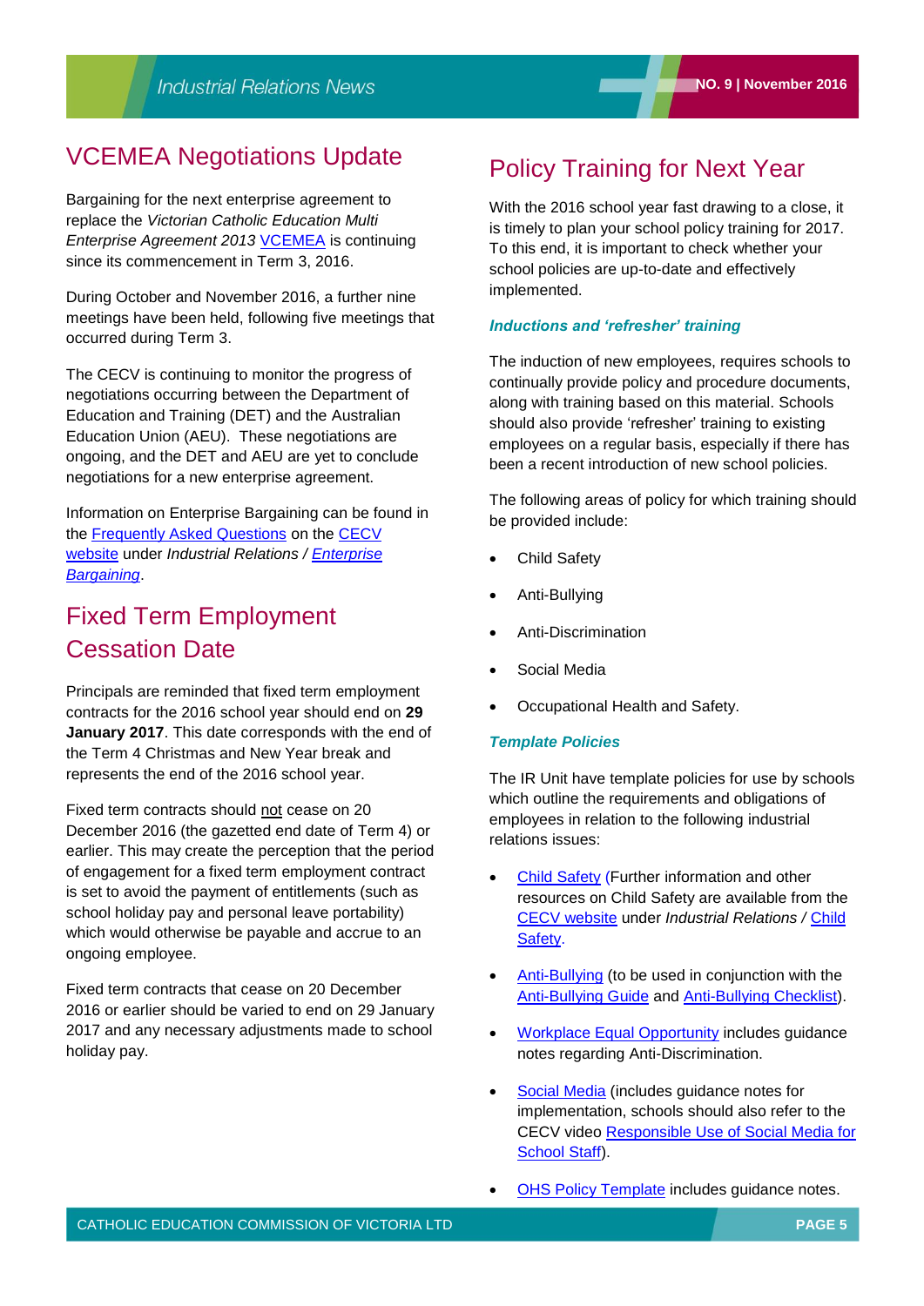## VCEMEA Negotiations Update

Bargaining for the next enterprise agreement to replace the *Victorian Catholic Education Multi Enterprise Agreement 2013* VCEMEA is continuing since its commencement in Term 3, 2016.

During October and November 2016, a further nine meetings have been held, following five meetings that occurred during Term 3.

The CECV is continuing to monitor the progress of negotiations occurring between the Department of Education and Training (DET) and the Australian Education Union (AEU). These negotiations are ongoing, and the DET and AEU are yet to conclude negotiations for a new enterprise agreement.

Information on Enterprise Bargaining can be found in the Frequently Asked Questions on the CECV website under *Industrial Relations / Enterprise Bargaining*.

## Fixed Term Employment Cessation Date

Principals are reminded that fixed term employment contracts for the 2016 school year should end on **29 January 2017**. This date corresponds with the end of the Term 4 Christmas and New Year break and represents the end of the 2016 school year.

Fixed term contracts should not cease on 20 December 2016 (the gazetted end date of Term 4) or earlier. This may create the perception that the period of engagement for a fixed term employment contract is set to avoid the payment of entitlements (such as school holiday pay and personal leave portability) which would otherwise be payable and accrue to an ongoing employee.

Fixed term contracts that cease on 20 December 2016 or earlier should be varied to end on 29 January 2017 and any necessary adjustments made to school holiday pay.

## Policy Training for Next Year

With the 2016 school year fast drawing to a close, it is timely to plan your school policy training for 2017. To this end, it is important to check whether your school policies are up-to-date and effectively implemented.

### *Inductions and 'refresher' training*

The induction of new employees, requires schools to continually provide policy and procedure documents, along with training based on this material. Schools should also provide 'refresher' training to existing employees on a regular basis, especially if there has been a recent introduction of new school policies.

The following areas of policy for which training should be provided include:

- Child Safety
- Anti-Bullying
- Anti-Discrimination
- Social Media
- Occupational Health and Safety.

### *Template Policies*

The IR Unit have template policies for use by schools which outline the requirements and obligations of employees in relation to the following industrial relations issues:

- Child Safety (Further information and other resources on Child Safety are available from the CECV website under *Industrial Relations /* Child Safety.
- Anti-Bullying (to be used in conjunction with the Anti-Bullying Guide and Anti-Bullying Checklist).
- Workplace Equal Opportunity includes guidance notes regarding Anti-Discrimination.
- Social Media (includes guidance notes for implementation, schools should also refer to the CECV video Responsible Use of Social Media for School Staff).
- OHS Policy Template includes guidance notes.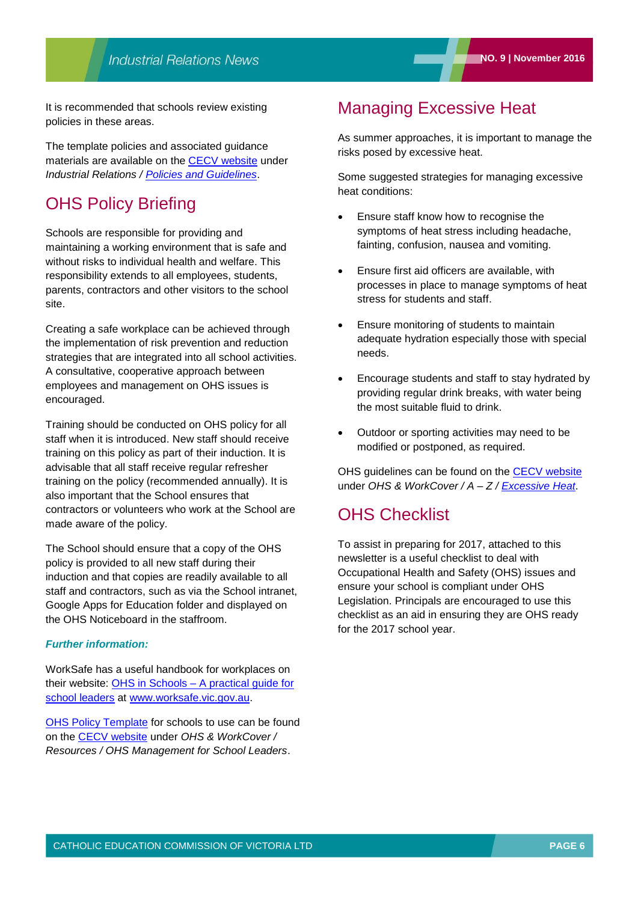It is recommended that schools review existing policies in these areas.

The template policies and associated guidance materials are available on the CECV website under *Industrial Relations / Policies and Guidelines*.

## OHS Policy Briefing

Schools are responsible for providing and maintaining a working environment that is safe and without risks to individual health and welfare. This responsibility extends to all employees, students, parents, contractors and other visitors to the school site.

Creating a safe workplace can be achieved through the implementation of risk prevention and reduction strategies that are integrated into all school activities. A consultative, cooperative approach between employees and management on OHS issues is encouraged.

Training should be conducted on OHS policy for all staff when it is introduced. New staff should receive training on this policy as part of their induction. It is advisable that all staff receive regular refresher training on the policy (recommended annually). It is also important that the School ensures that contractors or volunteers who work at the School are made aware of the policy.

The School should ensure that a copy of the OHS policy is provided to all new staff during their induction and that copies are readily available to all staff and contractors, such as via the School intranet, Google Apps for Education folder and displayed on the OHS Noticeboard in the staffroom.

***Further information:***

WorkSafe has a useful handbook for workplaces on their website: OHS in Schools – A practical guide for school leaders at www.worksafe.vic.gov.au.

OHS Policy Template for schools to use can be found on the CECV website under *OHS & WorkCover / Resources / OHS Management for School Leaders*.

## Managing Excessive Heat

As summer approaches, it is important to manage the risks posed by excessive heat.

Some suggested strategies for managing excessive heat conditions:

- Ensure staff know how to recognise the symptoms of heat stress including headache, fainting, confusion, nausea and vomiting.
- Ensure first aid officers are available, with processes in place to manage symptoms of heat stress for students and staff.
- Ensure monitoring of students to maintain adequate hydration especially those with special needs.
- Encourage students and staff to stay hydrated by providing regular drink breaks, with water being the most suitable fluid to drink.
- Outdoor or sporting activities may need to be modified or postponed, as required.

OHS guidelines can be found on the CECV website under *OHS & WorkCover / A – Z / Excessive Heat*.

## OHS Checklist

To assist in preparing for 2017, attached to this newsletter is a useful checklist to deal with Occupational Health and Safety (OHS) issues and ensure your school is compliant under OHS Legislation. Principals are encouraged to use this checklist as an aid in ensuring they are OHS ready for the 2017 school year.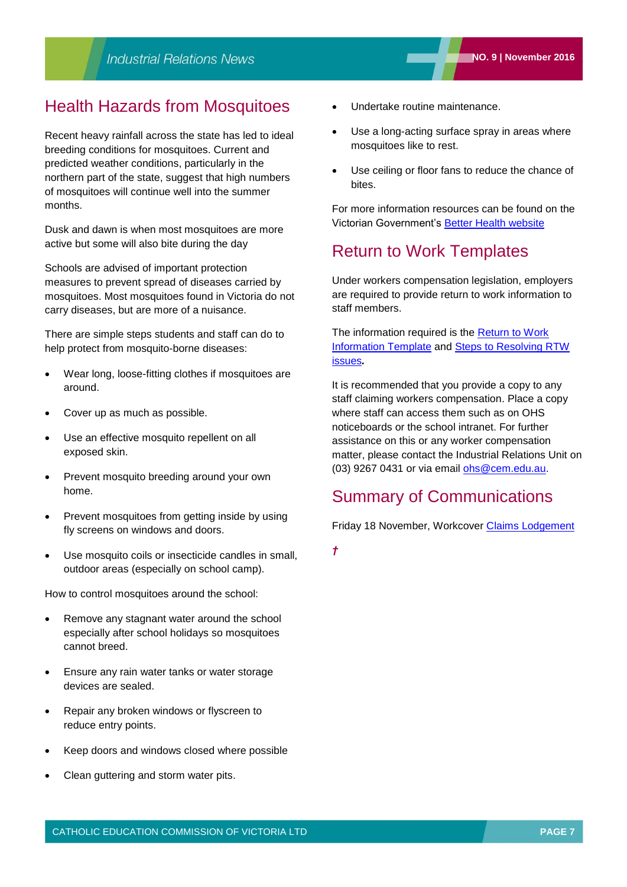## Health Hazards from Mosquitoes

Recent heavy rainfall across the state has led to ideal breeding conditions for mosquitoes. Current and predicted weather conditions, particularly in the northern part of the state, suggest that high numbers of mosquitoes will continue well into the summer months.

Dusk and dawn is when most mosquitoes are more active but some will also bite during the day

Schools are advised of important protection measures to prevent spread of diseases carried by mosquitoes. Most mosquitoes found in Victoria do not carry diseases, but are more of a nuisance.

There are simple steps students and staff can do to help protect from mosquito-borne diseases:

- Wear long, loose-fitting clothes if mosquitoes are around.
- Cover up as much as possible.
- Use an effective mosquito repellent on all exposed skin.
- Prevent mosquito breeding around your own home.
- Prevent mosquitoes from getting inside by using fly screens on windows and doors.
- Use mosquito coils or insecticide candles in small, outdoor areas (especially on school camp).

How to control mosquitoes around the school:

- Remove any stagnant water around the school especially after school holidays so mosquitoes cannot breed.
- Ensure any rain water tanks or water storage devices are sealed.
- Repair any broken windows or flyscreen to reduce entry points.
- Keep doors and windows closed where possible
- Clean guttering and storm water pits.
- Undertake routine maintenance.
- Use a long-acting surface spray in areas where mosquitoes like to rest.
- Use ceiling or floor fans to reduce the chance of bites.

For more information resources can be found on the Victorian Government's Better Health website

## Return to Work Templates

Under workers compensation legislation, employers are required to provide return to work information to staff members.

The information required is the Return to Work Information Template and Steps to Resolving RTW issues**.**

It is recommended that you provide a copy to any staff claiming workers compensation. Place a copy where staff can access them such as on OHS noticeboards or the school intranet. For further assistance on this or any worker compensation matter, please contact the Industrial Relations Unit on (03) 9267 0431 or via email ohs@cem.edu.au.

## Summary of Communications

Friday 18 November, Workcover Claims Lodgement

*†*